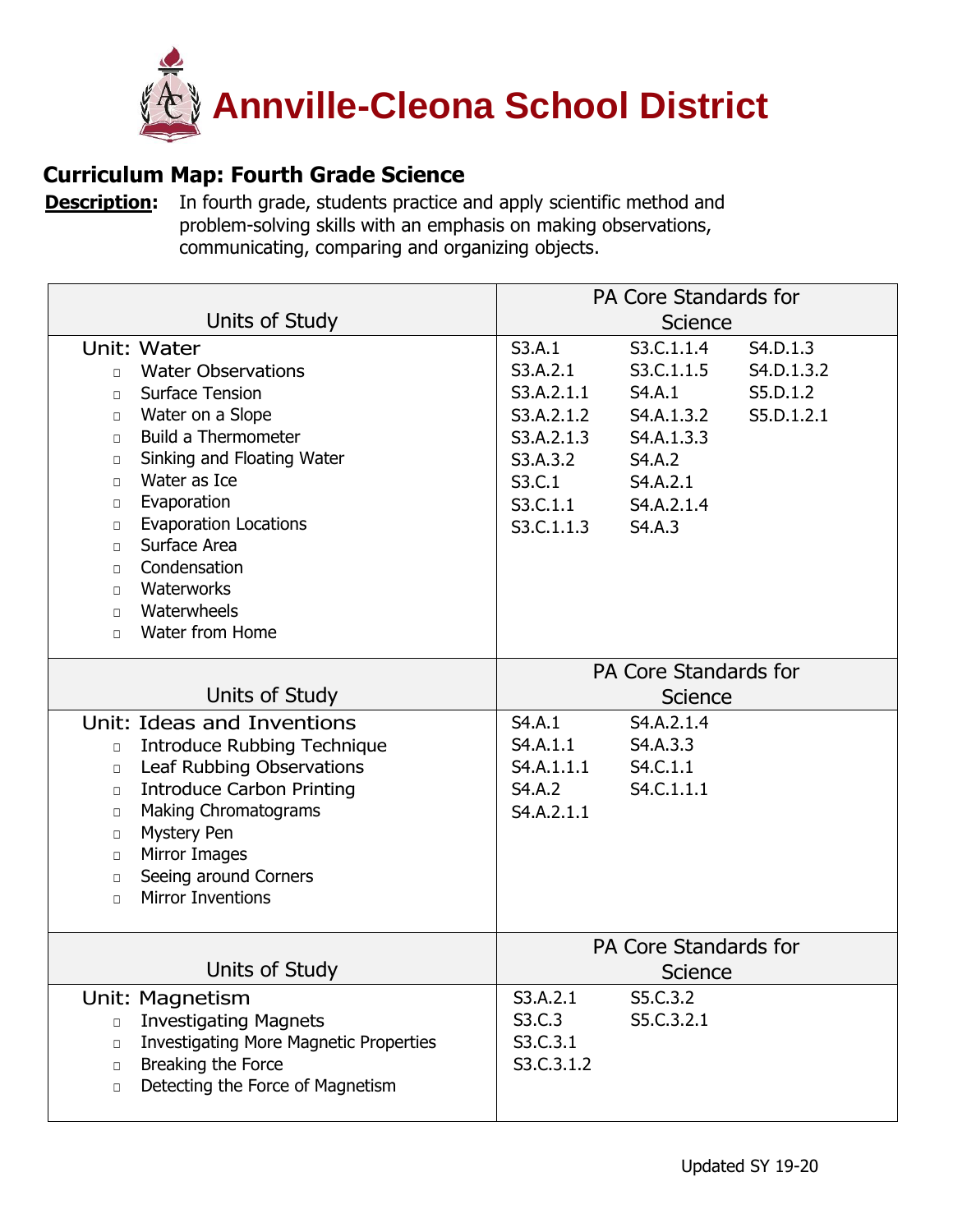# Annville-Cleona School District

## Curriculum Map: Fourth Grade Science

**Description:** In fourth grade, students practice and apply scientific method and problem-solving skills with an emphasis on making observations, communicating, comparing and organizing objects.

| Units of Study | PA Core Standards for Science |
|---|---|
| **Unit: Water**<br>□ Water Observations<br>□ Surface Tension<br>□ Water on a Slope<br>□ Build a Thermometer<br>□ Sinking and Floating Water<br>□ Water as Ice<br>□ Evaporation<br>□ Evaporation Locations<br>□ Surface Area<br>□ Condensation<br>□ Waterworks<br>□ Waterwheels<br>□ Water from Home | S3.A.1<br>S3.A.2.1<br>S3.A.2.1.1<br>S3.A.2.1.2<br>S3.A.2.1.3<br>S3.A.3.2<br>S3.C.1<br>S3.C.1.1<br>S3.C.1.1.3<br>S3.C.1.1.4<br>S3.C.1.1.5<br>S4.A.1<br>S4.A.1.3.2<br>S4.A.1.3.3<br>S4.A.2<br>S4.A.2.1<br>S4.A.2.1.4<br>S4.A.3<br>S4.D.1.3<br>S4.D.1.3.2<br>S5.D.1.2<br>S5.D.1.2.1 |

| Units of Study | PA Core Standards for Science |
|---|---|
| **Unit: Ideas and Inventions**<br>□ Introduce Rubbing Technique<br>□ Leaf Rubbing Observations<br>□ Introduce Carbon Printing<br>□ Making Chromatograms<br>□ Mystery Pen<br>□ Mirror Images<br>□ Seeing around Corners<br>□ Mirror Inventions | S4.A.1<br>S4.A.1.1<br>S4.A.1.1.1<br>S4.A.2<br>S4.A.2.1.1<br>S4.A.2.1.4<br>S4.A.3.3<br>S4.C.1.1<br>S4.C.1.1.1 |

| Units of Study | PA Core Standards for Science |
|---|---|
| **Unit: Magnetism**<br>□ Investigating Magnets<br>□ Investigating More Magnetic Properties<br>□ Breaking the Force<br>□ Detecting the Force of Magnetism | S3.A.2.1<br>S3.C.3<br>S3.C.3.1<br>S3.C.3.1.2<br>S5.C.3.2<br>S5.C.3.2.1 |

Updated SY 19-20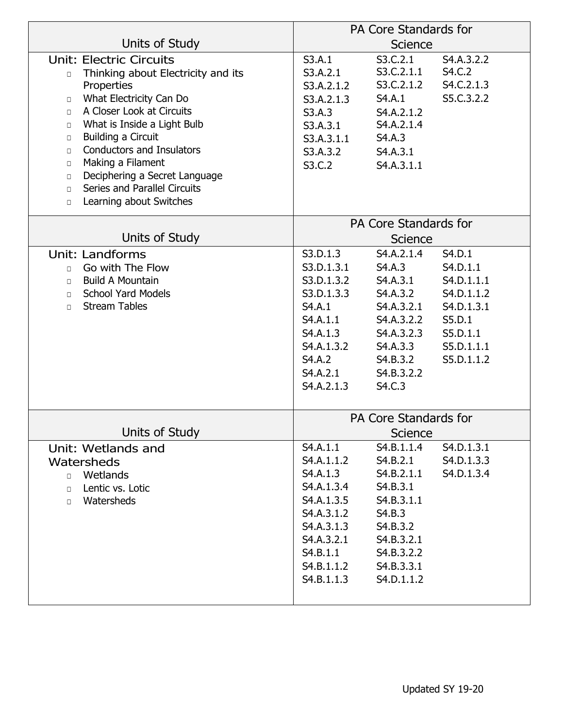| Units of Study | PA Core Standards for Science | | |
|---|---|---|---|
| **Unit: Electric Circuits**<br>- Thinking about Electricity and its Properties<br>- What Electricity Can Do<br>- A Closer Look at Circuits<br>- What is Inside a Light Bulb<br>- Building a Circuit<br>- Conductors and Insulators<br>- Making a Filament<br>- Deciphering a Secret Language<br>- Series and Parallel Circuits<br>- Learning about Switches | S3.A.1<br>S3.A.2.1<br>S3.A.2.1.2<br>S3.A.2.1.3<br>S3.A.3<br>S3.A.3.1<br>S3.A.3.1.1<br>S3.A.3.2<br>S3.C.2 | S3.C.2.1<br>S3.C.2.1.1<br>S3.C.2.1.2<br>S4.A.1<br>S4.A.2.1.2<br>S4.A.2.1.4<br>S4.A.3<br>S4.A.3.1<br>S4.A.3.1.1 | S4.A.3.2.2<br>S4.C.2<br>S4.C.2.1.3<br>S5.C.3.2.2 |

| Units of Study | PA Core Standards for Science | | |
|---|---|---|---|
| **Unit: Landforms**<br>- Go with The Flow<br>- Build A Mountain<br>- School Yard Models<br>- Stream Tables | S3.D.1.3<br>S3.D.1.3.1<br>S3.D.1.3.2<br>S3.D.1.3.3<br>S4.A.1<br>S4.A.1.1<br>S4.A.1.3<br>S4.A.1.3.2<br>S4.A.2<br>S4.A.2.1<br>S4.A.2.1.3 | S4.A.2.1.4<br>S4.A.3<br>S4.A.3.1<br>S4.A.3.2<br>S4.A.3.2.1<br>S4.A.3.2.2<br>S4.A.3.2.3<br>S4.A.3.3<br>S4.B.3.2<br>S4.B.3.2.2<br>S4.C.3 | S4.D.1<br>S4.D.1.1<br>S4.D.1.1.1<br>S4.D.1.1.2<br>S4.D.1.3.1<br>S5.D.1<br>S5.D.1.1<br>S5.D.1.1.1<br>S5.D.1.1.2 |

| Units of Study | PA Core Standards for Science | | |
|---|---|---|---|
| **Unit: Wetlands and Watersheds**<br>- Wetlands<br>- Lentic vs. Lotic<br>- Watersheds | S4.A.1.1<br>S4.A.1.1.2<br>S4.A.1.3<br>S4.A.1.3.4<br>S4.A.1.3.5<br>S4.A.3.1.2<br>S4.A.3.1.3<br>S4.A.3.2.1<br>S4.B.1.1<br>S4.B.1.1.2<br>S4.B.1.1.3 | S4.B.1.1.4<br>S4.B.2.1<br>S4.B.2.1.1<br>S4.B.3.1<br>S4.B.3.1.1<br>S4.B.3<br>S4.B.3.2<br>S4.B.3.2.1<br>S4.B.3.2.2<br>S4.B.3.3.1<br>S4.D.1.1.2 | S4.D.1.3.1<br>S4.D.1.3.3<br>S4.D.1.3.4 |

Updated SY 19-20